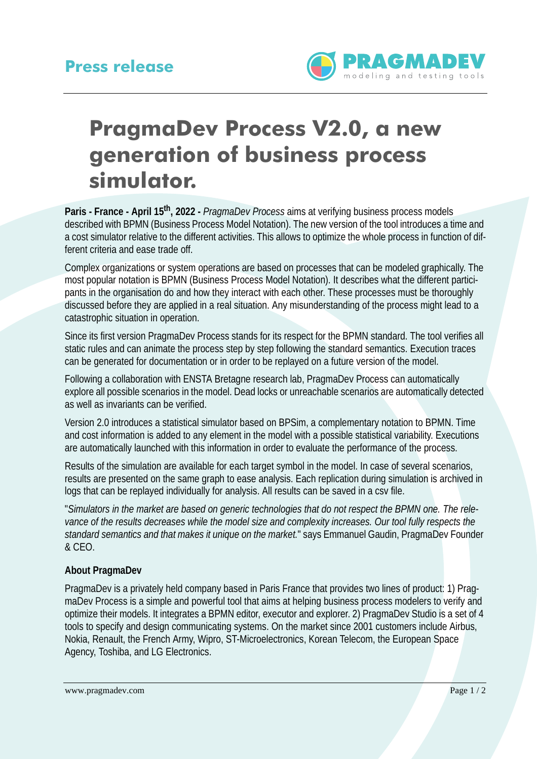**Press release**

# PragmaDev Process V2.0, a new generation of business process simulator.

**Paris - France - April 15th, 2022 -** *PragmaDev Process* aims at verifying business process models described with BPMN (Business Process Model Notation). The new version of the tool introduces a time and a cost simulator relative to the different activities. This allows to optimize the whole process in function of different criteria and ease trade off.

Complex organizations or system operations are based on processes that can be modeled graphically. The most popular notation is BPMN (Business Process Model Notation). It describes what the different participants in the organisation do and how they interact with each other. These processes must be thoroughly discussed before they are applied in a real situation. Any misunderstanding of the process might lead to a catastrophic situation in operation.

Since its first version PragmaDev Process stands for its respect for the BPMN standard. The tool verifies all static rules and can animate the process step by step following the standard semantics. Execution traces can be generated for documentation or in order to be replayed on a future version of the model.

Following a collaboration with ENSTA Bretagne research lab, PragmaDev Process can automatically explore all possible scenarios in the model. Dead locks or unreachable scenarios are automatically detected as well as invariants can be verified.

Version 2.0 introduces a statistical simulator based on BPSim, a complementary notation to BPMN. Time and cost information is added to any element in the model with a possible statistical variability. Executions are automatically launched with this information in order to evaluate the performance of the process.

Results of the simulation are available for each target symbol in the model. In case of several scenarios, results are presented on the same graph to ease analysis. Each replication during simulation is archived in logs that can be replayed individually for analysis. All results can be saved in a csv file.

"*Simulators in the market are based on generic technologies that do not respect the BPMN one. The relevance of the results decreases while the model size and complexity increases. Our tool fully respects the standard semantics and that makes it unique on the market.*" says Emmanuel Gaudin, PragmaDev Founder & CEO.

**About PragmaDev**

PragmaDev is a privately held company based in Paris France that provides two lines of product: 1) PragmaDev Process is a simple and powerful tool that aims at helping business process modelers to verify and optimize their models. It integrates a BPMN editor, executor and explorer. 2) PragmaDev Studio is a set of 4 tools to specify and design communicating systems. On the market since 2001 customers include Airbus, Nokia, Renault, the French Army, Wipro, ST-Microelectronics, Korean Telecom, the European Space Agency, Toshiba, and LG Electronics.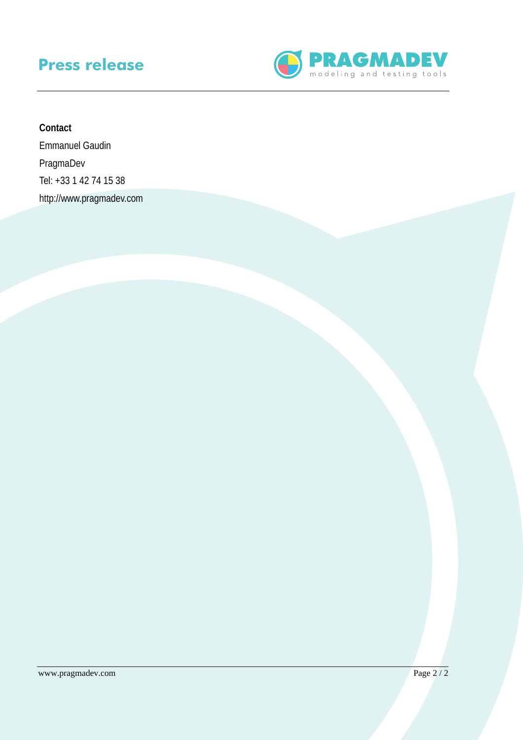**Contact**

Emmanuel Gaudin

PragmaDev

Tel: +33 1 42 74 15 38

http://www.pragmadev.com